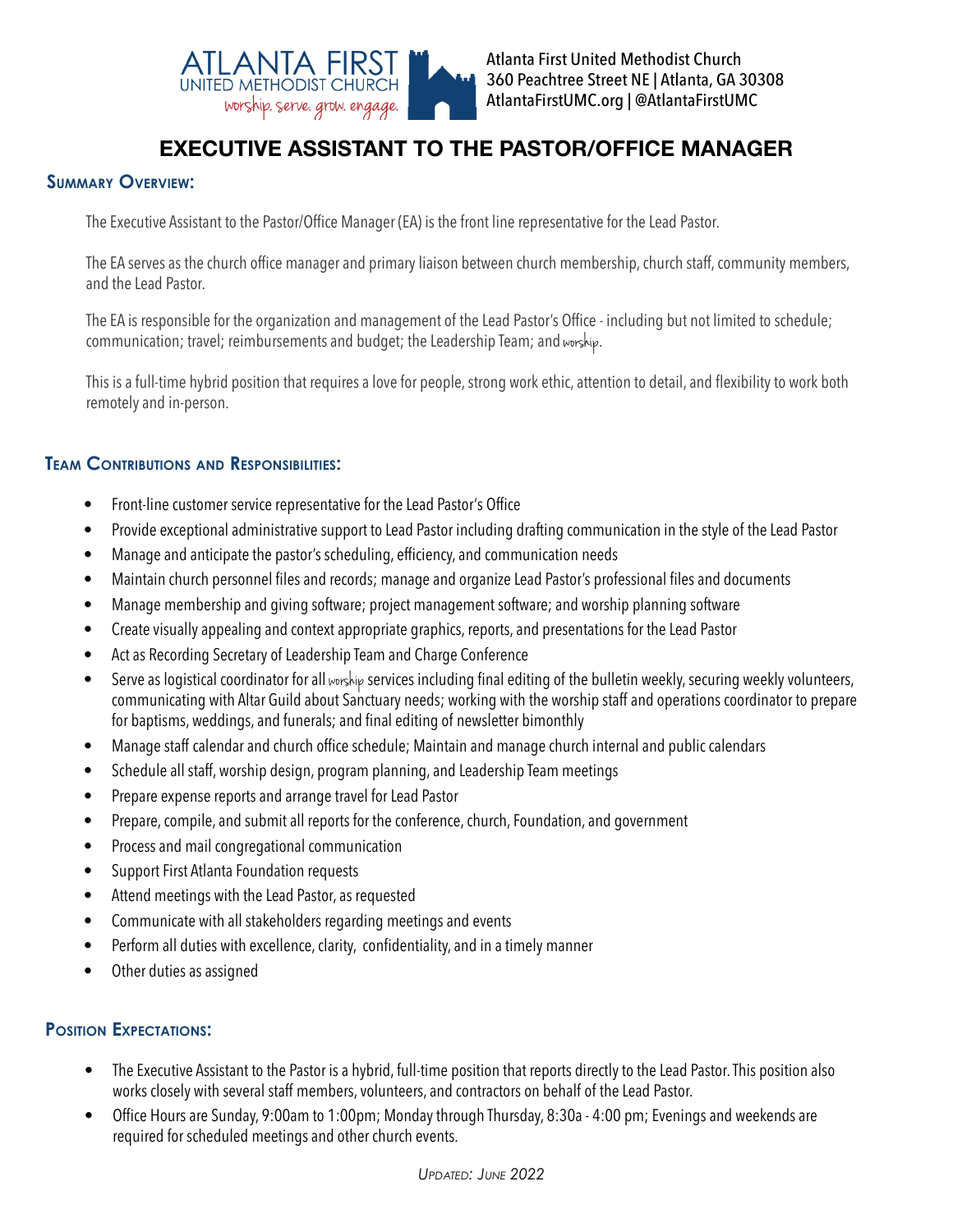ATLANTA FIRST UNITED METHODIST CHURCH
worship. serve. grow. engage.

Atlanta First United Methodist Church
360 Peachtree Street NE | Atlanta, GA 30308
AtlantaFirstUMC.org | @AtlantaFirstUMC

# EXECUTIVE ASSISTANT TO THE PASTOR/OFFICE MANAGER

## Summary Overview:

The Executive Assistant to the Pastor/Office Manager (EA) is the front line representative for the Lead Pastor.

The EA serves as the church office manager and primary liaison between church membership, church staff, community members, and the Lead Pastor.

The EA is responsible for the organization and management of the Lead Pastor's Office - including but not limited to schedule; communication; travel; reimbursements and budget; the Leadership Team; and worship.

This is a full-time hybrid position that requires a love for people, strong work ethic, attention to detail, and flexibility to work both remotely and in-person.

## Team Contributions and Responsibilities:

- Front-line customer service representative for the Lead Pastor's Office
- Provide exceptional administrative support to Lead Pastor including drafting communication in the style of the Lead Pastor
- Manage and anticipate the pastor's scheduling, efficiency, and communication needs
- Maintain church personnel files and records; manage and organize Lead Pastor's professional files and documents
- Manage membership and giving software; project management software; and worship planning software
- Create visually appealing and context appropriate graphics, reports, and presentations for the Lead Pastor
- Act as Recording Secretary of Leadership Team and Charge Conference
- Serve as logistical coordinator for all worship services including final editing of the bulletin weekly, securing weekly volunteers, communicating with Altar Guild about Sanctuary needs; working with the worship staff and operations coordinator to prepare for baptisms, weddings, and funerals; and final editing of newsletter bimonthly
- Manage staff calendar and church office schedule; Maintain and manage church internal and public calendars
- Schedule all staff, worship design, program planning, and Leadership Team meetings
- Prepare expense reports and arrange travel for Lead Pastor
- Prepare, compile, and submit all reports for the conference, church, Foundation, and government
- Process and mail congregational communication
- Support First Atlanta Foundation requests
- Attend meetings with the Lead Pastor, as requested
- Communicate with all stakeholders regarding meetings and events
- Perform all duties with excellence, clarity, confidentiality, and in a timely manner
- Other duties as assigned

## Position Expectations:

- The Executive Assistant to the Pastor is a hybrid, full-time position that reports directly to the Lead Pastor. This position also works closely with several staff members, volunteers, and contractors on behalf of the Lead Pastor.
- Office Hours are Sunday, 9:00am to 1:00pm; Monday through Thursday, 8:30a - 4:00 pm; Evenings and weekends are required for scheduled meetings and other church events.

*Updated: June 2022*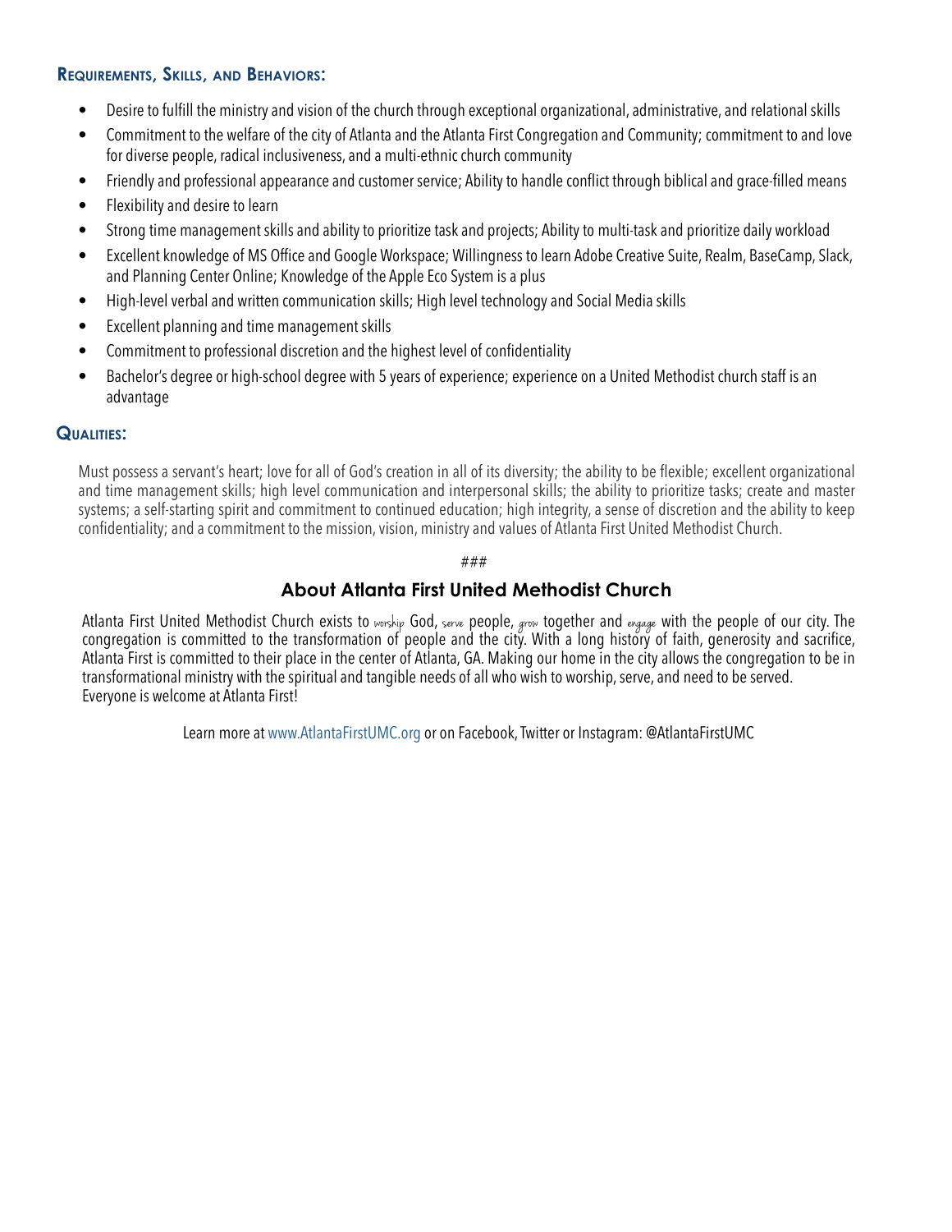### Requirements, Skills, and Behaviors:

- Desire to fulfill the ministry and vision of the church through exceptional organizational, administrative, and relational skills
- Commitment to the welfare of the city of Atlanta and the Atlanta First Congregation and Community; commitment to and love for diverse people, radical inclusiveness, and a multi-ethnic church community
- Friendly and professional appearance and customer service; Ability to handle conflict through biblical and grace-filled means
- Flexibility and desire to learn
- Strong time management skills and ability to prioritize task and projects; Ability to multi-task and prioritize daily workload
- Excellent knowledge of MS Office and Google Workspace; Willingness to learn Adobe Creative Suite, Realm, BaseCamp, Slack, and Planning Center Online; Knowledge of the Apple Eco System is a plus
- High-level verbal and written communication skills; High level technology and Social Media skills
- Excellent planning and time management skills
- Commitment to professional discretion and the highest level of confidentiality
- Bachelor's degree or high-school degree with 5 years of experience; experience on a United Methodist church staff is an advantage

### Qualities:

Must possess a servant's heart; love for all of God's creation in all of its diversity; the ability to be flexible; excellent organizational and time management skills; high level communication and interpersonal skills; the ability to prioritize tasks; create and master systems; a self-starting spirit and commitment to continued education; high integrity, a sense of discretion and the ability to keep confidentiality; and a commitment to the mission, vision, ministry and values of Atlanta First United Methodist Church.

###

## About Atlanta First United Methodist Church

Atlanta First United Methodist Church exists to worship God, serve people, grow together and engage with the people of our city. The congregation is committed to the transformation of people and the city. With a long history of faith, generosity and sacrifice, Atlanta First is committed to their place in the center of Atlanta, GA. Making our home in the city allows the congregation to be in transformational ministry with the spiritual and tangible needs of all who wish to worship, serve, and need to be served. Everyone is welcome at Atlanta First!

Learn more at www.AtlantaFirstUMC.org or on Facebook, Twitter or Instagram: @AtlantaFirstUMC